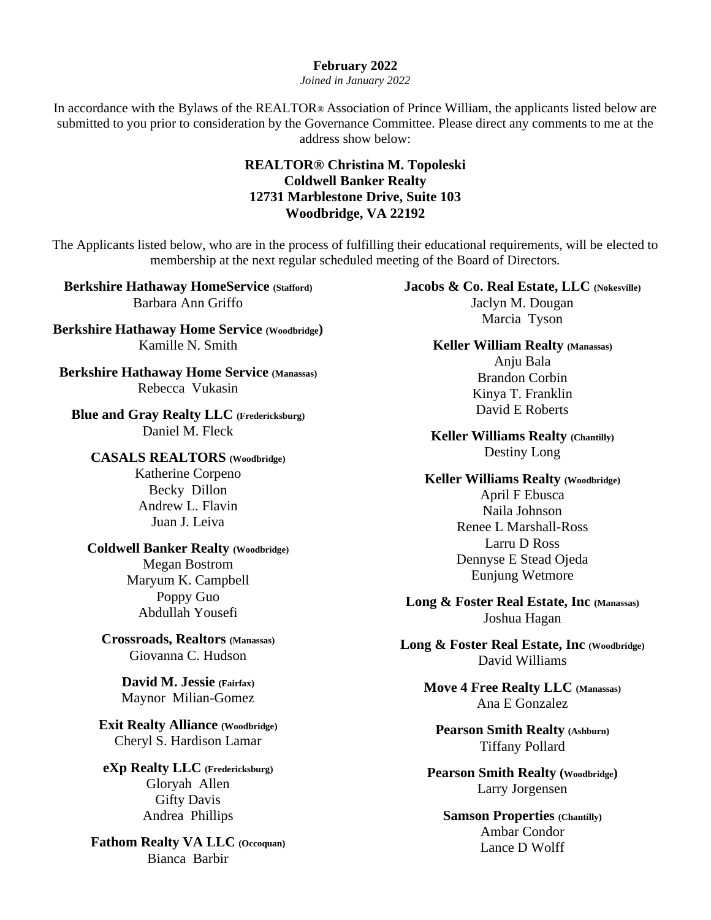**February 2022**

*Joined in January 2022*

In accordance with the Bylaws of the REALTOR® Association of Prince William, the applicants listed below are submitted to you prior to consideration by the Governance Committee. Please direct any comments to me at the address show below:

**REALTOR® Christina M. Topoleski**
**Coldwell Banker Realty**
**12731 Marblestone Drive, Suite 103**
**Woodbridge, VA 22192**

The Applicants listed below, who are in the process of fulfilling their educational requirements, will be elected to membership at the next regular scheduled meeting of the Board of Directors.

**Berkshire Hathaway HomeService (Stafford)**
Barbara Ann Griffo

**Berkshire Hathaway Home Service (Woodbridge)**
Kamille N. Smith

**Berkshire Hathaway Home Service (Manassas)**
Rebecca Vukasin

**Blue and Gray Realty LLC (Fredericksburg)**
Daniel M. Fleck

**CASALS REALTORS (Woodbridge)**
Katherine Corpeno
Becky Dillon
Andrew L. Flavin
Juan J. Leiva

**Coldwell Banker Realty (Woodbridge)**
Megan Bostrom
Maryum K. Campbell
Poppy Guo
Abdullah Yousefi

**Crossroads, Realtors (Manassas)**
Giovanna C. Hudson

**David M. Jessie (Fairfax)**
Maynor Milian-Gomez

**Exit Realty Alliance (Woodbridge)**
Cheryl S. Hardison Lamar

**eXp Realty LLC (Fredericksburg)**
Gloryah Allen
Gifty Davis
Andrea Phillips

**Fathom Realty VA LLC (Occoquan)**
Bianca Barbir

**Jacobs & Co. Real Estate, LLC (Nokesville)**
Jaclyn M. Dougan
Marcia Tyson

**Keller William Realty (Manassas)**
Anju Bala
Brandon Corbin
Kinya T. Franklin
David E Roberts

**Keller Williams Realty (Chantilly)**
Destiny Long

**Keller Williams Realty (Woodbridge)**
April F Ebusca
Naila Johnson
Renee L Marshall-Ross
Larru D Ross
Dennyse E Stead Ojeda
Eunjung Wetmore

**Long & Foster Real Estate, Inc (Manassas)**
Joshua Hagan

**Long & Foster Real Estate, Inc (Woodbridge)**
David Williams

**Move 4 Free Realty LLC (Manassas)**
Ana E Gonzalez

**Pearson Smith Realty (Ashburn)**
Tiffany Pollard

**Pearson Smith Realty (Woodbridge)**
Larry Jorgensen

**Samson Properties (Chantilly)**
Ambar Condor
Lance D Wolff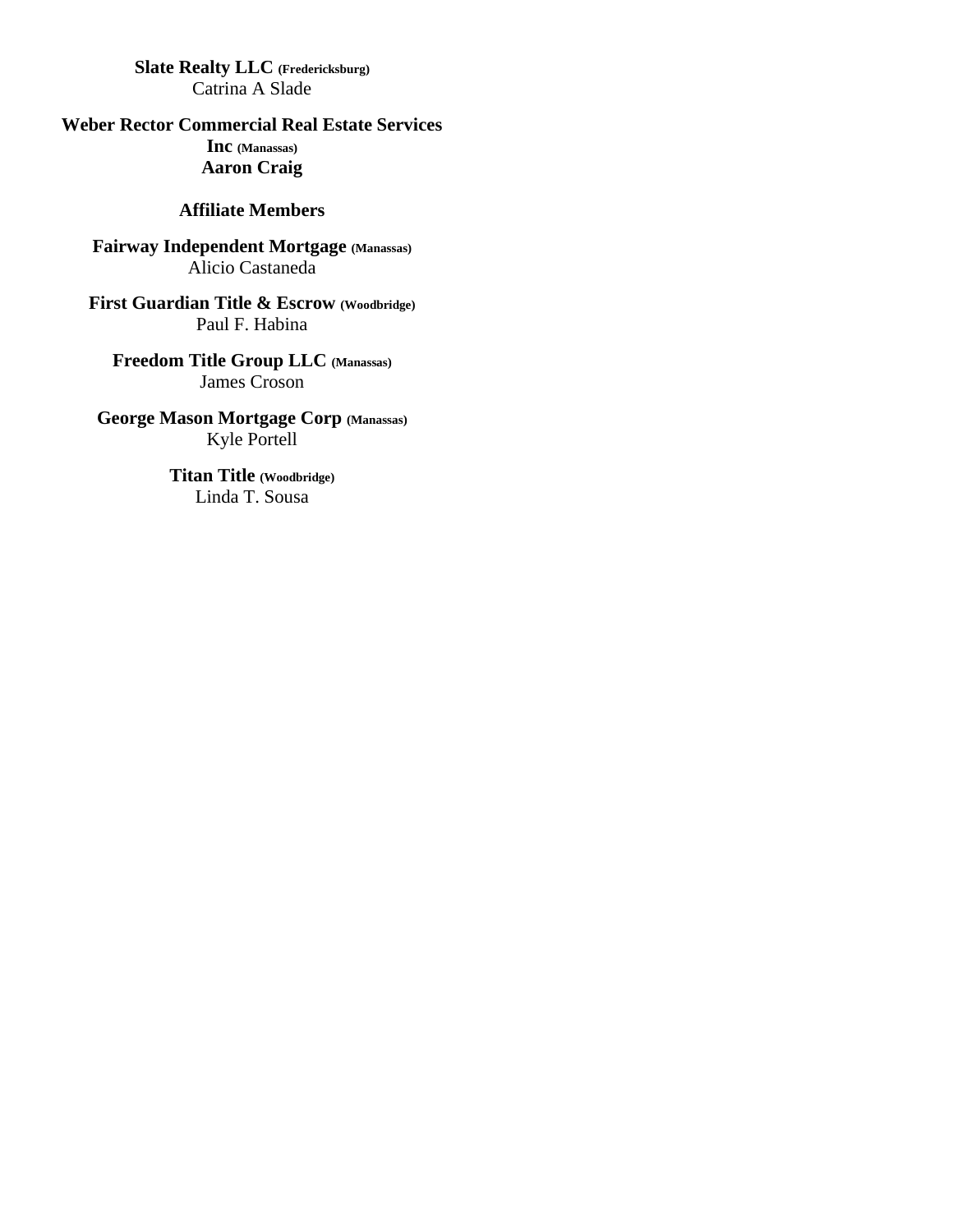**Slate Realty LLC** **(Fredericksburg)**
Catrina A Slade

**Weber Rector Commercial Real Estate Services Inc** **(Manassas)**
**Aaron Craig**

**Affiliate Members**

**Fairway Independent Mortgage** **(Manassas)**
Alicio Castaneda

**First Guardian Title & Escrow** **(Woodbridge)**
Paul F. Habina

**Freedom Title Group LLC** **(Manassas)**
James Croson

**George Mason Mortgage Corp** **(Manassas)**
Kyle Portell

**Titan Title** **(Woodbridge)**
Linda T. Sousa